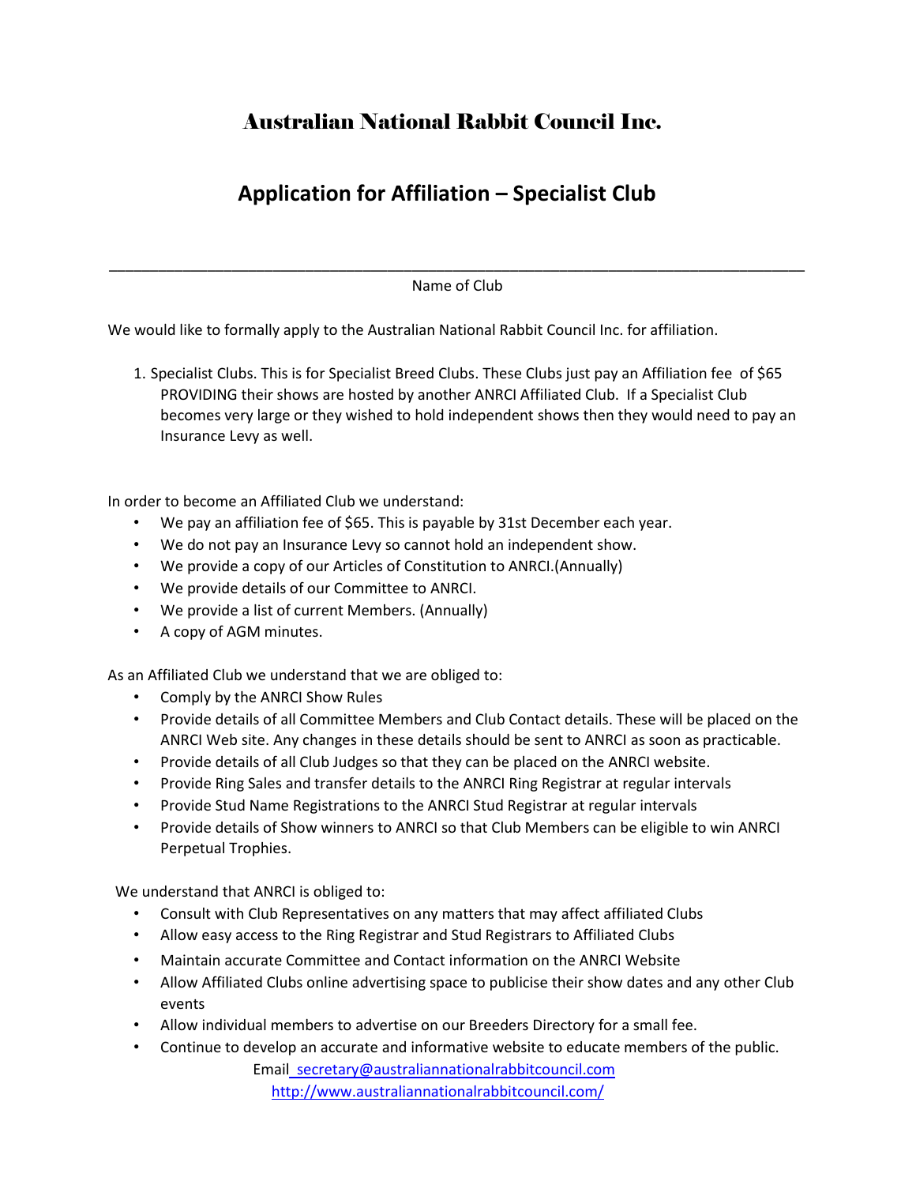# Australian National Rabbit Council Inc.

## Application for Affiliation – Specialist Club

\_\_\_\_\_\_\_\_\_\_\_\_\_\_\_\_\_\_\_\_\_\_\_\_\_\_\_\_\_\_\_\_\_\_\_\_\_\_\_\_\_\_\_\_\_\_\_\_\_\_\_\_\_\_\_\_\_\_\_\_\_\_\_\_\_\_\_\_\_\_\_\_\_\_\_\_

Name of Club

We would like to formally apply to the Australian National Rabbit Council Inc. for affiliation.

1. Specialist Clubs. This is for Specialist Breed Clubs. These Clubs just pay an Affiliation fee of $65 PROVIDING their shows are hosted by another ANRCI Affiliated Club. If a Specialist Club becomes very large or they wished to hold independent shows then they would need to pay an Insurance Levy as well.

In order to become an Affiliated Club we understand:

- We pay an affiliation fee of $65. This is payable by 31st December each year.
- We do not pay an Insurance Levy so cannot hold an independent show.
- We provide a copy of our Articles of Constitution to ANRCI.(Annually)
- We provide details of our Committee to ANRCI.
- We provide a list of current Members. (Annually)
- A copy of AGM minutes.

As an Affiliated Club we understand that we are obliged to:

- Comply by the ANRCI Show Rules
- Provide details of all Committee Members and Club Contact details. These will be placed on the ANRCI Web site. Any changes in these details should be sent to ANRCI as soon as practicable.
- Provide details of all Club Judges so that they can be placed on the ANRCI website.
- Provide Ring Sales and transfer details to the ANRCI Ring Registrar at regular intervals
- Provide Stud Name Registrations to the ANRCI Stud Registrar at regular intervals
- Provide details of Show winners to ANRCI so that Club Members can be eligible to win ANRCI Perpetual Trophies.

We understand that ANRCI is obliged to:

- Consult with Club Representatives on any matters that may affect affiliated Clubs
- Allow easy access to the Ring Registrar and Stud Registrars to Affiliated Clubs
- Maintain accurate Committee and Contact information on the ANRCI Website
- Allow Affiliated Clubs online advertising space to publicise their show dates and any other Club events
- Allow individual members to advertise on our Breeders Directory for a small fee.
- Continue to develop an accurate and informative website to educate members of the public.

Email secretary@australiannationalrabbitcouncil.com

http://www.australiannationalrabbitcouncil.com/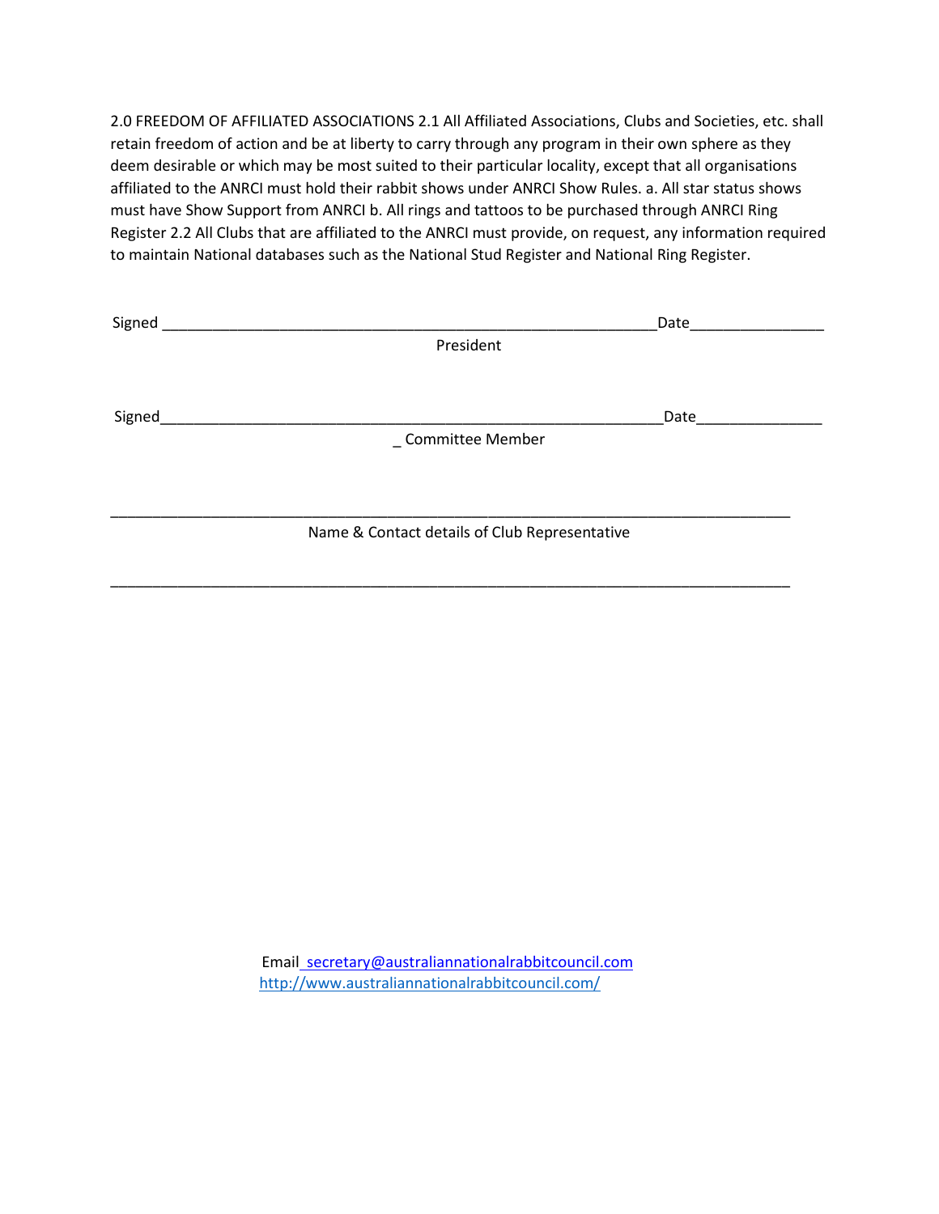2.0 FREEDOM OF AFFILIATED ASSOCIATIONS 2.1 All Affiliated Associations, Clubs and Societies, etc. shall retain freedom of action and be at liberty to carry through any program in their own sphere as they deem desirable or which may be most suited to their particular locality, except that all organisations affiliated to the ANRCI must hold their rabbit shows under ANRCI Show Rules. a. All star status shows must have Show Support from ANRCI b. All rings and tattoos to be purchased through ANRCI Ring Register 2.2 All Clubs that are affiliated to the ANRCI must provide, on request, any information required to maintain National databases such as the National Stud Register and National Ring Register.

Signed ____________________________________________________________Date________________

President

Signed_____________________________________________________________Date_______________

_ Committee Member

___________________________________________________________________________________

Name & Contact details of Club Representative

___________________________________________________________________________________

Email secretary@australiannationalrabbitcouncil.com
http://www.australiannationalrabbitcouncil.com/